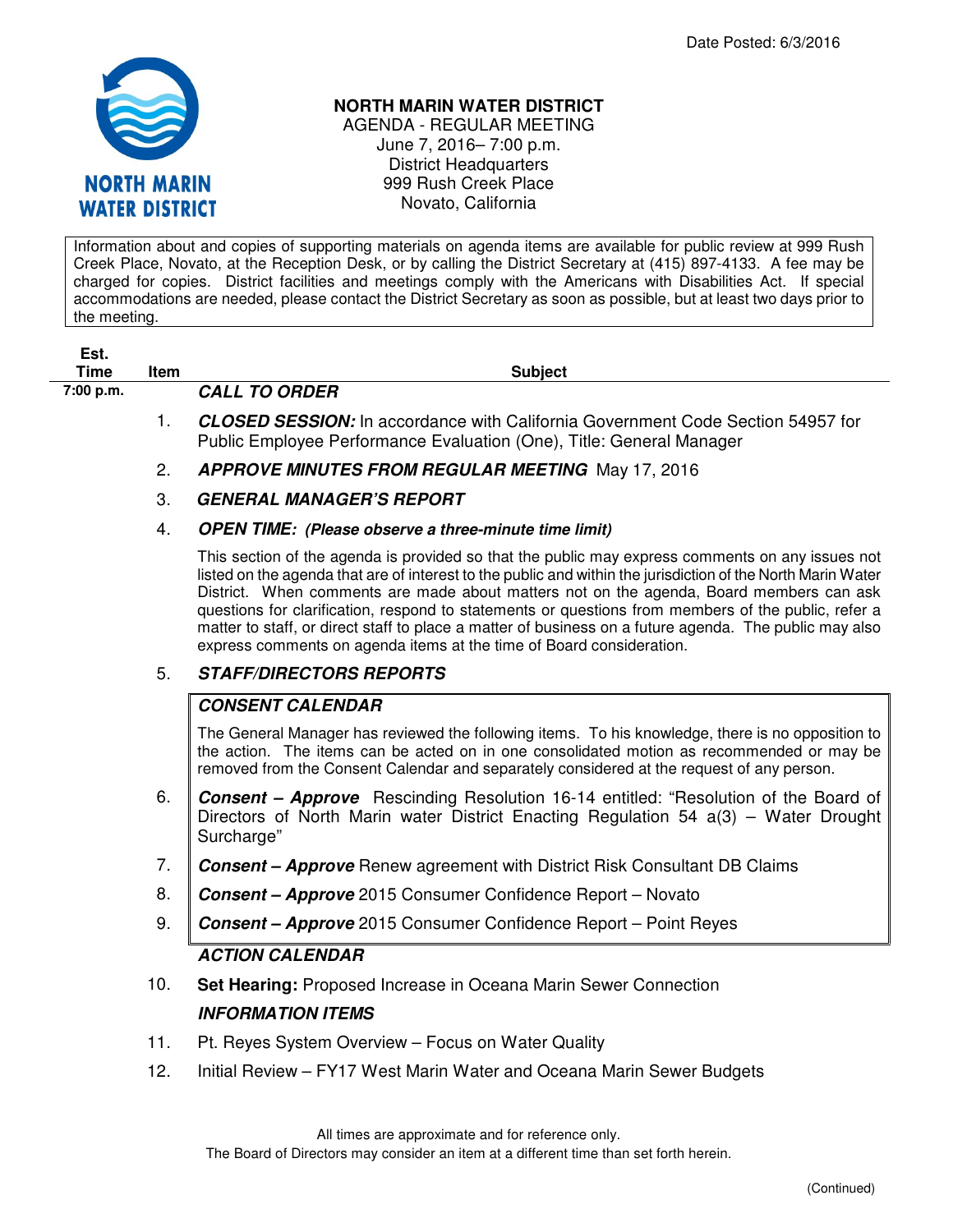Date Posted: 6/3/2016

NORTH MARIN WATER DISTRICT

# NORTH MARIN WATER DISTRICT

AGENDA - REGULAR MEETING
June 7, 2016– 7:00 p.m.
District Headquarters
999 Rush Creek Place
Novato, California

Information about and copies of supporting materials on agenda items are available for public review at 999 Rush Creek Place, Novato, at the Reception Desk, or by calling the District Secretary at (415) 897-4133. A fee may be charged for copies. District facilities and meetings comply with the Americans with Disabilities Act. If special accommodations are needed, please contact the District Secretary as soon as possible, but at least two days prior to the meeting.

| Est. Time | Item | Subject |
|---|---|---|
| 7:00 p.m. | | ***CALL TO ORDER*** |
| | 1. | ***CLOSED SESSION:*** In accordance with California Government Code Section 54957 for Public Employee Performance Evaluation (One), Title: General Manager |
| | 2. | ***APPROVE MINUTES FROM REGULAR MEETING*** May 17, 2016 |
| | 3. | ***GENERAL MANAGER'S REPORT*** |
| | 4. | ***OPEN TIME: (Please observe a three-minute time limit)*** This section of the agenda is provided so that the public may express comments on any issues not listed on the agenda that are of interest to the public and within the jurisdiction of the North Marin Water District. When comments are made about matters not on the agenda, Board members can ask questions for clarification, respond to statements or questions from members of the public, refer a matter to staff, or direct staff to place a matter of business on a future agenda. The public may also express comments on agenda items at the time of Board consideration. |
| | 5. | ***STAFF/DIRECTORS REPORTS*** |
| | | ***CONSENT CALENDAR*** The General Manager has reviewed the following items. To his knowledge, there is no opposition to the action. The items can be acted on in one consolidated motion as recommended or may be removed from the Consent Calendar and separately considered at the request of any person. |
| | 6. | ***Consent – Approve*** Rescinding Resolution 16-14 entitled: "Resolution of the Board of Directors of North Marin water District Enacting Regulation 54 a(3) – Water Drought Surcharge" |
| | 7. | ***Consent – Approve*** Renew agreement with District Risk Consultant DB Claims |
| | 8. | ***Consent – Approve*** 2015 Consumer Confidence Report – Novato |
| | 9. | ***Consent – Approve*** 2015 Consumer Confidence Report – Point Reyes |
| | | ***ACTION CALENDAR*** |
| | 10. | **Set Hearing:** Proposed Increase in Oceana Marin Sewer Connection |
| | | ***INFORMATION ITEMS*** |
| | 11. | Pt. Reyes System Overview – Focus on Water Quality |
| | 12. | Initial Review – FY17 West Marin Water and Oceana Marin Sewer Budgets |

All times are approximate and for reference only.
The Board of Directors may consider an item at a different time than set forth herein.

(Continued)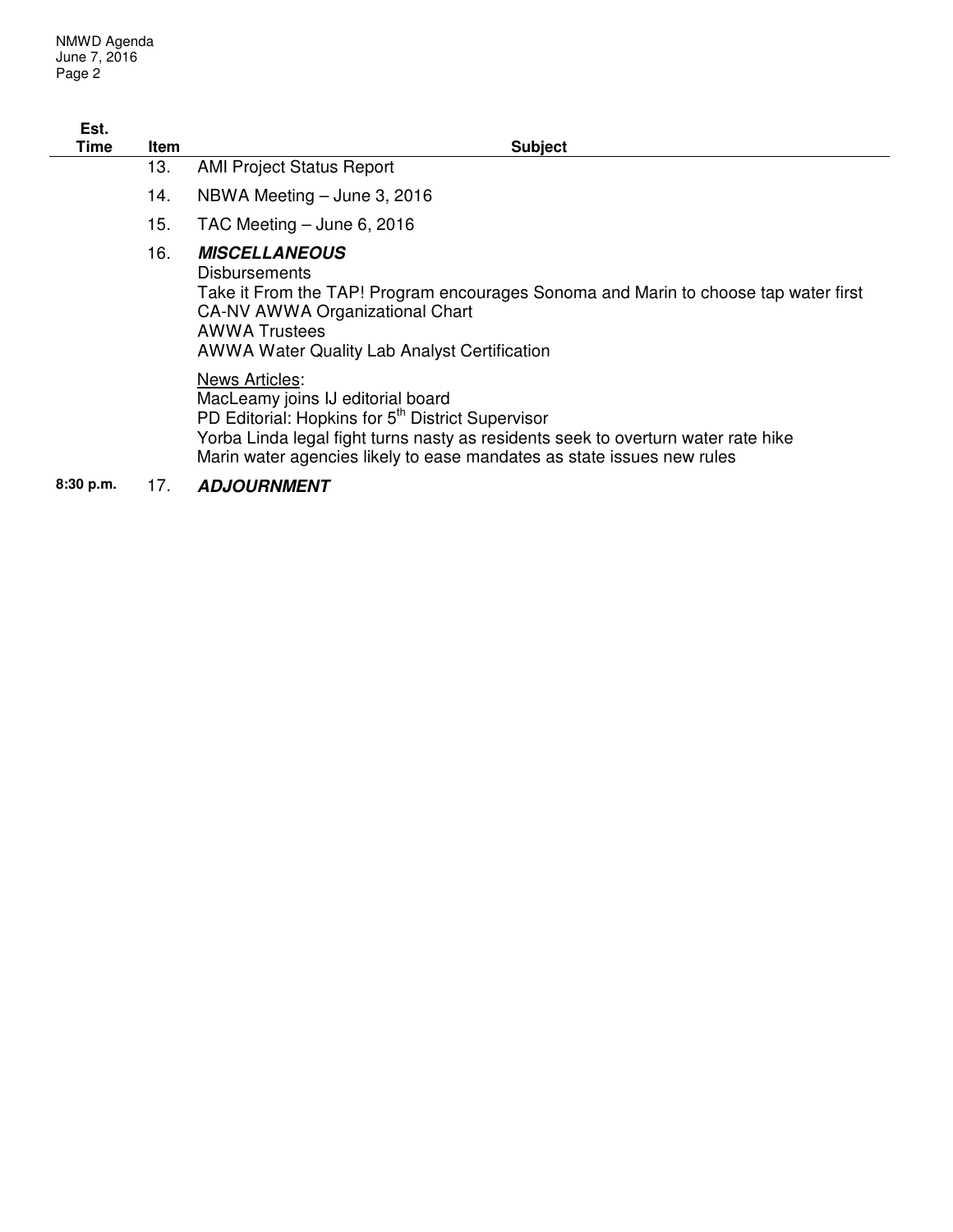| Est. Time | Item | Subject |
|---|---|---|
| | 13. | AMI Project Status Report |
| | 14. | NBWA Meeting – June 3, 2016 |
| | 15. | TAC Meeting – June 6, 2016 |
| | 16. | ***MISCELLANEOUS***<br>Disbursements<br>Take it From the TAP! Program encourages Sonoma and Marin to choose tap water first<br>CA-NV AWWA Organizational Chart<br>AWWA Trustees<br>AWWA Water Quality Lab Analyst Certification<br><br><u>News Articles</u>:<br>MacLeamy joins IJ editorial board<br>PD Editorial: Hopkins for 5th District Supervisor<br>Yorba Linda legal fight turns nasty as residents seek to overturn water rate hike<br>Marin water agencies likely to ease mandates as state issues new rules |
| **8:30 p.m.** | 17. | ***ADJOURNMENT*** |